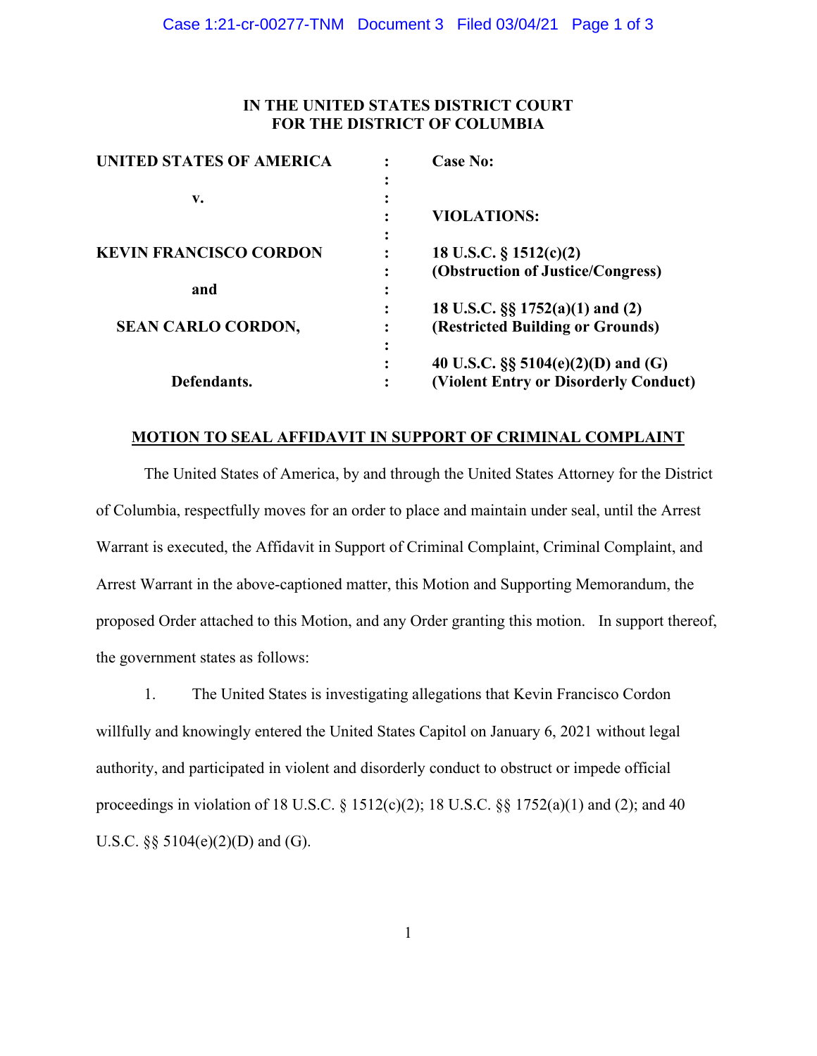**IN THE UNITED STATES DISTRICT COURT**
**FOR THE DISTRICT OF COLUMBIA**

| | | |
|---|---|---|
| **UNITED STATES OF AMERICA** | : | **Case No:** |
| | : | |
| **v.** | : | |
| | : | **VIOLATIONS:** |
| | : | |
| **KEVIN FRANCISCO CORDON** | : | **18 U.S.C. § 1512(c)(2)** |
| | : | **(Obstruction of Justice/Congress)** |
| **and** | : | |
| | : | **18 U.S.C. §§ 1752(a)(1) and (2)** |
| **SEAN CARLO CORDON,** | : | **(Restricted Building or Grounds)** |
| | : | |
| | : | **40 U.S.C. §§ 5104(e)(2)(D) and (G)** |
| **Defendants.** | : | **(Violent Entry or Disorderly Conduct)** |

**MOTION TO SEAL AFFIDAVIT IN SUPPORT OF CRIMINAL COMPLAINT**

The United States of America, by and through the United States Attorney for the District of Columbia, respectfully moves for an order to place and maintain under seal, until the Arrest Warrant is executed, the Affidavit in Support of Criminal Complaint, Criminal Complaint, and Arrest Warrant in the above-captioned matter, this Motion and Supporting Memorandum, the proposed Order attached to this Motion, and any Order granting this motion. In support thereof, the government states as follows:

1. The United States is investigating allegations that Kevin Francisco Cordon willfully and knowingly entered the United States Capitol on January 6, 2021 without legal authority, and participated in violent and disorderly conduct to obstruct or impede official proceedings in violation of 18 U.S.C. § 1512(c)(2); 18 U.S.C. §§ 1752(a)(1) and (2); and 40 U.S.C. §§ 5104(e)(2)(D) and (G).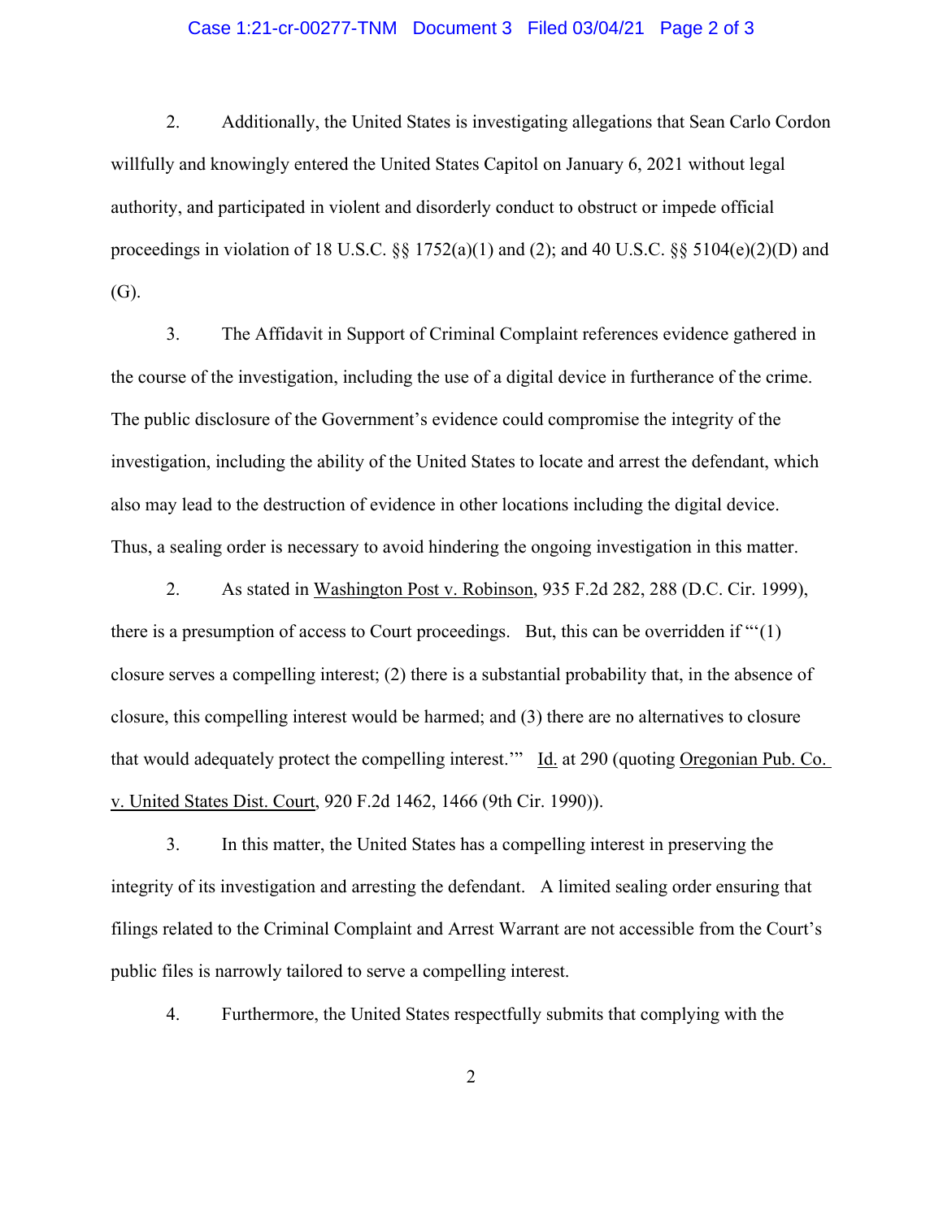2. Additionally, the United States is investigating allegations that Sean Carlo Cordon willfully and knowingly entered the United States Capitol on January 6, 2021 without legal authority, and participated in violent and disorderly conduct to obstruct or impede official proceedings in violation of 18 U.S.C. §§ 1752(a)(1) and (2); and 40 U.S.C. §§ 5104(e)(2)(D) and (G).

3. The Affidavit in Support of Criminal Complaint references evidence gathered in the course of the investigation, including the use of a digital device in furtherance of the crime. The public disclosure of the Government's evidence could compromise the integrity of the investigation, including the ability of the United States to locate and arrest the defendant, which also may lead to the destruction of evidence in other locations including the digital device. Thus, a sealing order is necessary to avoid hindering the ongoing investigation in this matter.

2. As stated in Washington Post v. Robinson, 935 F.2d 282, 288 (D.C. Cir. 1999), there is a presumption of access to Court proceedings. But, this can be overridden if "'(1) closure serves a compelling interest; (2) there is a substantial probability that, in the absence of closure, this compelling interest would be harmed; and (3) there are no alternatives to closure that would adequately protect the compelling interest.'" Id. at 290 (quoting Oregonian Pub. Co. v. United States Dist. Court, 920 F.2d 1462, 1466 (9th Cir. 1990)).

3. In this matter, the United States has a compelling interest in preserving the integrity of its investigation and arresting the defendant. A limited sealing order ensuring that filings related to the Criminal Complaint and Arrest Warrant are not accessible from the Court's public files is narrowly tailored to serve a compelling interest.

4. Furthermore, the United States respectfully submits that complying with the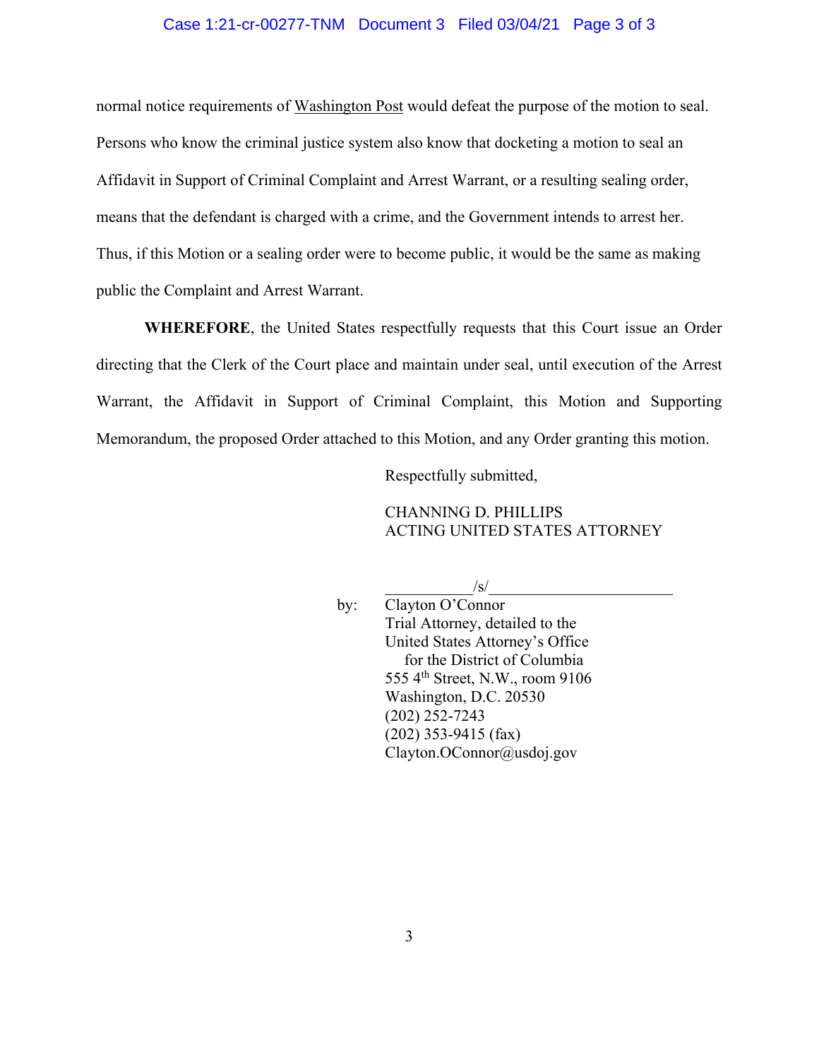normal notice requirements of Washington Post would defeat the purpose of the motion to seal. Persons who know the criminal justice system also know that docketing a motion to seal an Affidavit in Support of Criminal Complaint and Arrest Warrant, or a resulting sealing order, means that the defendant is charged with a crime, and the Government intends to arrest her. Thus, if this Motion or a sealing order were to become public, it would be the same as making public the Complaint and Arrest Warrant.

**WHEREFORE**, the United States respectfully requests that this Court issue an Order directing that the Clerk of the Court place and maintain under seal, until execution of the Arrest Warrant, the Affidavit in Support of Criminal Complaint, this Motion and Supporting Memorandum, the proposed Order attached to this Motion, and any Order granting this motion.

Respectfully submitted,

CHANNING D. PHILLIPS
ACTING UNITED STATES ATTORNEY

/s/

by: Clayton O'Connor
Trial Attorney, detailed to the
United States Attorney's Office
for the District of Columbia
555 4th Street, N.W., room 9106
Washington, D.C. 20530
(202) 252-7243
(202) 353-9415 (fax)
Clayton.OConnor@usdoj.gov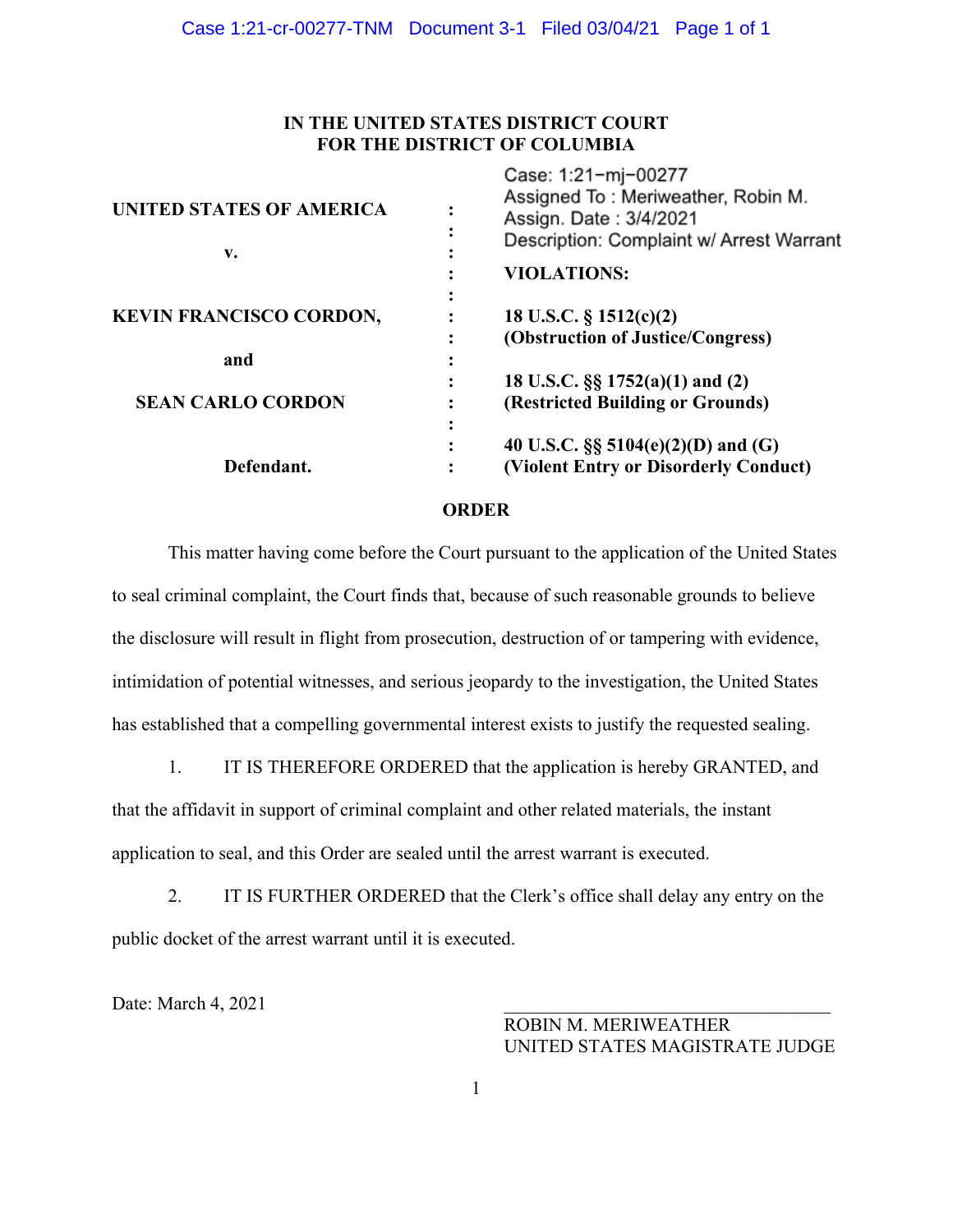# IN THE UNITED STATES DISTRICT COURT
# FOR THE DISTRICT OF COLUMBIA

Case: 1:21-mj-00277
Assigned To : Meriweather, Robin M.
Assign. Date : 3/4/2021
Description: Complaint w/ Arrest Warrant

**UNITED STATES OF AMERICA**

**v.**

**KEVIN FRANCISCO CORDON,**

**and**

**SEAN CARLO CORDON**

**Defendant.**

**VIOLATIONS:**

**18 U.S.C. § 1512(c)(2)**
**(Obstruction of Justice/Congress)**

**18 U.S.C. §§ 1752(a)(1) and (2)**
**(Restricted Building or Grounds)**

**40 U.S.C. §§ 5104(e)(2)(D) and (G)**
**(Violent Entry or Disorderly Conduct)**

## ORDER

This matter having come before the Court pursuant to the application of the United States to seal criminal complaint, the Court finds that, because of such reasonable grounds to believe the disclosure will result in flight from prosecution, destruction of or tampering with evidence, intimidation of potential witnesses, and serious jeopardy to the investigation, the United States has established that a compelling governmental interest exists to justify the requested sealing.

1. IT IS THEREFORE ORDERED that the application is hereby GRANTED, and that the affidavit in support of criminal complaint and other related materials, the instant application to seal, and this Order are sealed until the arrest warrant is executed.

2. IT IS FURTHER ORDERED that the Clerk's office shall delay any entry on the public docket of the arrest warrant until it is executed.

Date: March 4, 2021

ROBIN M. MERIWEATHER
UNITED STATES MAGISTRATE JUDGE